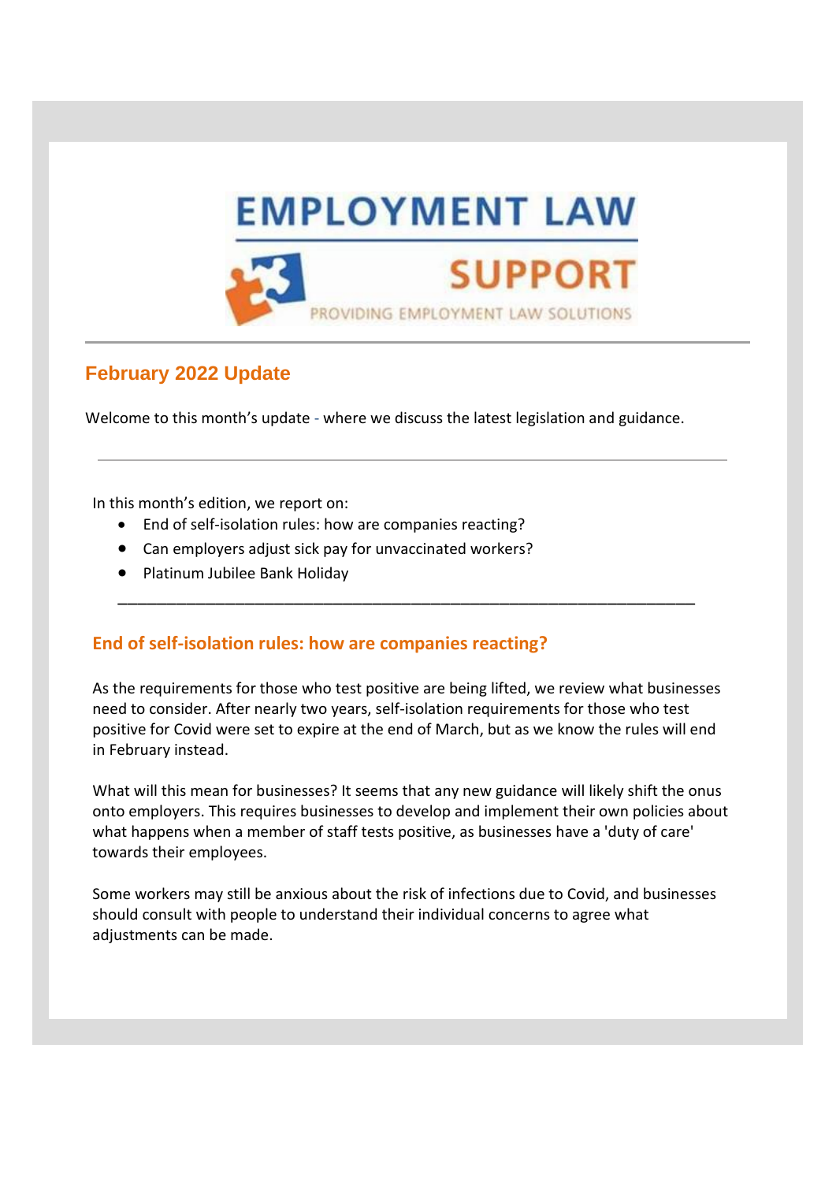EMPLOYMENT LAW SUPPORT

PROVIDING EMPLOYMENT LAW SOLUTIONS

---

## February 2022 Update

Welcome to this month's update - where we discuss the latest legislation and guidance.

---

In this month's edition, we report on:

- End of self-isolation rules: how are companies reacting?
- Can employers adjust sick pay for unvaccinated workers?
- Platinum Jubilee Bank Holiday

---

### End of self-isolation rules: how are companies reacting?

As the requirements for those who test positive are being lifted, we review what businesses need to consider. After nearly two years, self-isolation requirements for those who test positive for Covid were set to expire at the end of March, but as we know the rules will end in February instead.

What will this mean for businesses? It seems that any new guidance will likely shift the onus onto employers. This requires businesses to develop and implement their own policies about what happens when a member of staff tests positive, as businesses have a 'duty of care' towards their employees.

Some workers may still be anxious about the risk of infections due to Covid, and businesses should consult with people to understand their individual concerns to agree what adjustments can be made.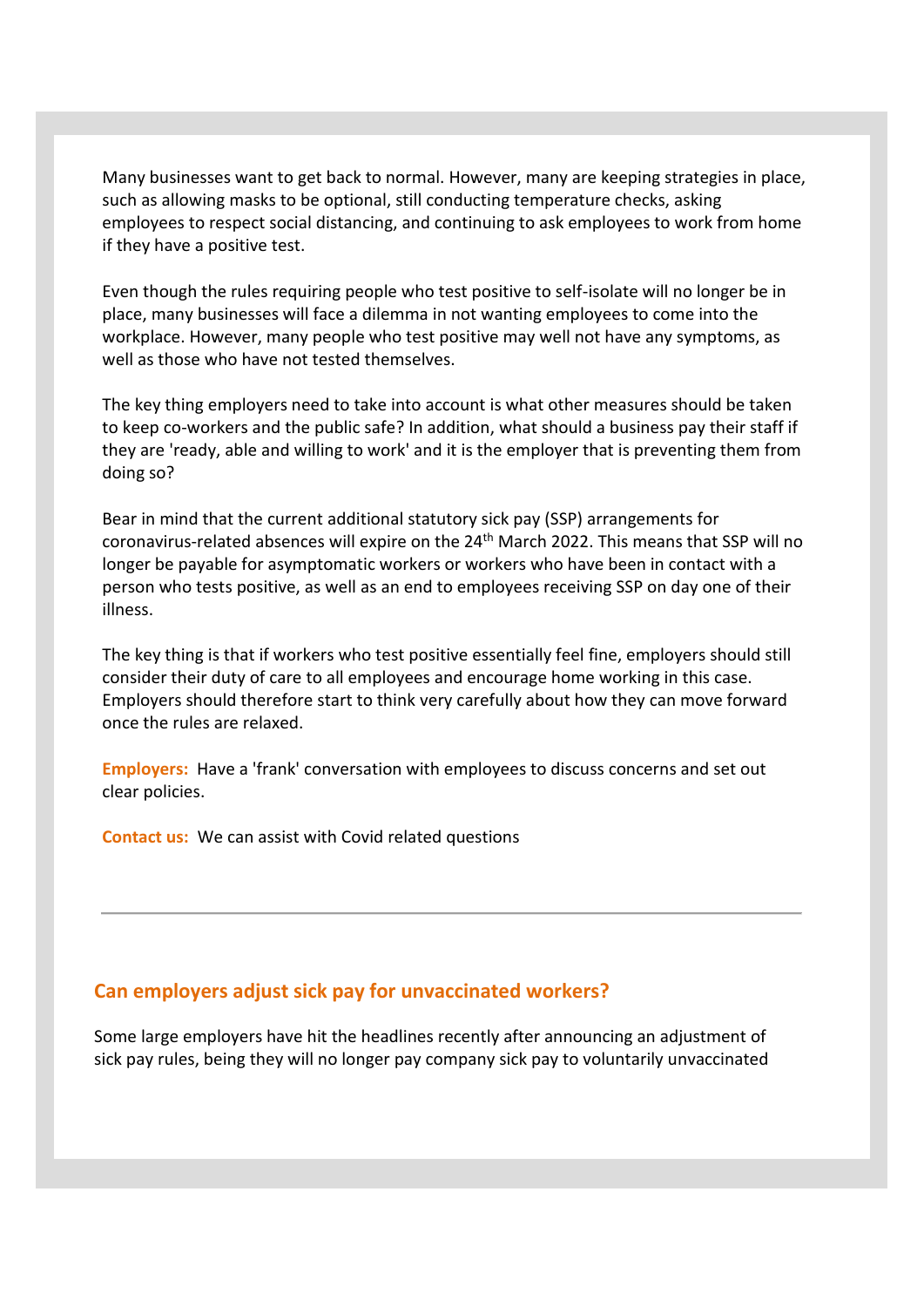Many businesses want to get back to normal. However, many are keeping strategies in place, such as allowing masks to be optional, still conducting temperature checks, asking employees to respect social distancing, and continuing to ask employees to work from home if they have a positive test.

Even though the rules requiring people who test positive to self-isolate will no longer be in place, many businesses will face a dilemma in not wanting employees to come into the workplace. However, many people who test positive may well not have any symptoms, as well as those who have not tested themselves.

The key thing employers need to take into account is what other measures should be taken to keep co-workers and the public safe? In addition, what should a business pay their staff if they are 'ready, able and willing to work' and it is the employer that is preventing them from doing so?

Bear in mind that the current additional statutory sick pay (SSP) arrangements for coronavirus-related absences will expire on the 24th March 2022. This means that SSP will no longer be payable for asymptomatic workers or workers who have been in contact with a person who tests positive, as well as an end to employees receiving SSP on day one of their illness.

The key thing is that if workers who test positive essentially feel fine, employers should still consider their duty of care to all employees and encourage home working in this case. Employers should therefore start to think very carefully about how they can move forward once the rules are relaxed.

**Employers:** Have a 'frank' conversation with employees to discuss concerns and set out clear policies.

**Contact us:** We can assist with Covid related questions

---

## Can employers adjust sick pay for unvaccinated workers?

Some large employers have hit the headlines recently after announcing an adjustment of sick pay rules, being they will no longer pay company sick pay to voluntarily unvaccinated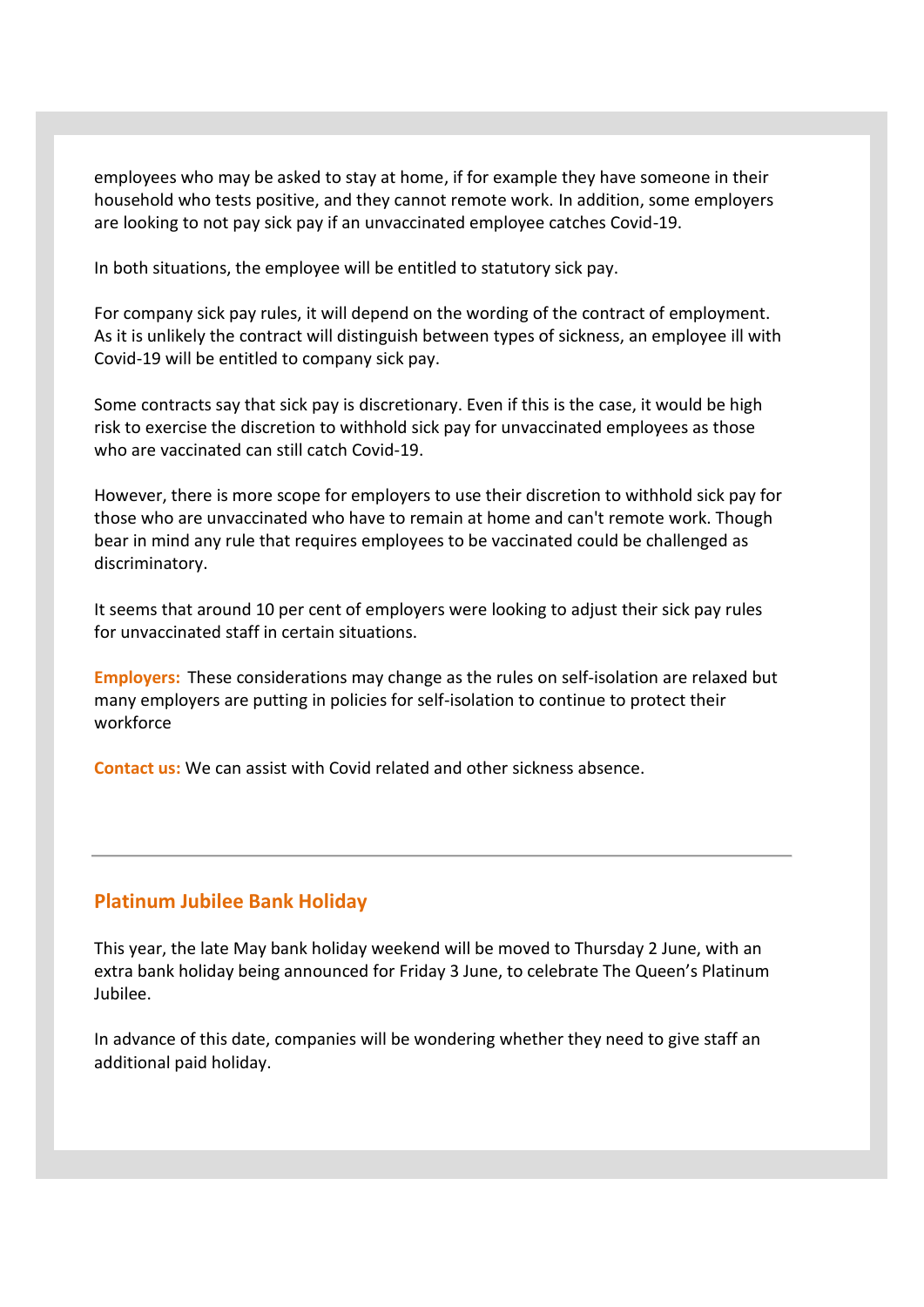employees who may be asked to stay at home, if for example they have someone in their household who tests positive, and they cannot remote work. In addition, some employers are looking to not pay sick pay if an unvaccinated employee catches Covid-19.

In both situations, the employee will be entitled to statutory sick pay.

For company sick pay rules, it will depend on the wording of the contract of employment. As it is unlikely the contract will distinguish between types of sickness, an employee ill with Covid-19 will be entitled to company sick pay.

Some contracts say that sick pay is discretionary. Even if this is the case, it would be high risk to exercise the discretion to withhold sick pay for unvaccinated employees as those who are vaccinated can still catch Covid-19.

However, there is more scope for employers to use their discretion to withhold sick pay for those who are unvaccinated who have to remain at home and can't remote work. Though bear in mind any rule that requires employees to be vaccinated could be challenged as discriminatory.

It seems that around 10 per cent of employers were looking to adjust their sick pay rules for unvaccinated staff in certain situations.

**Employers:** These considerations may change as the rules on self-isolation are relaxed but many employers are putting in policies for self-isolation to continue to protect their workforce

**Contact us:** We can assist with Covid related and other sickness absence.

---

## Platinum Jubilee Bank Holiday

This year, the late May bank holiday weekend will be moved to Thursday 2 June, with an extra bank holiday being announced for Friday 3 June, to celebrate The Queen's Platinum Jubilee.

In advance of this date, companies will be wondering whether they need to give staff an additional paid holiday.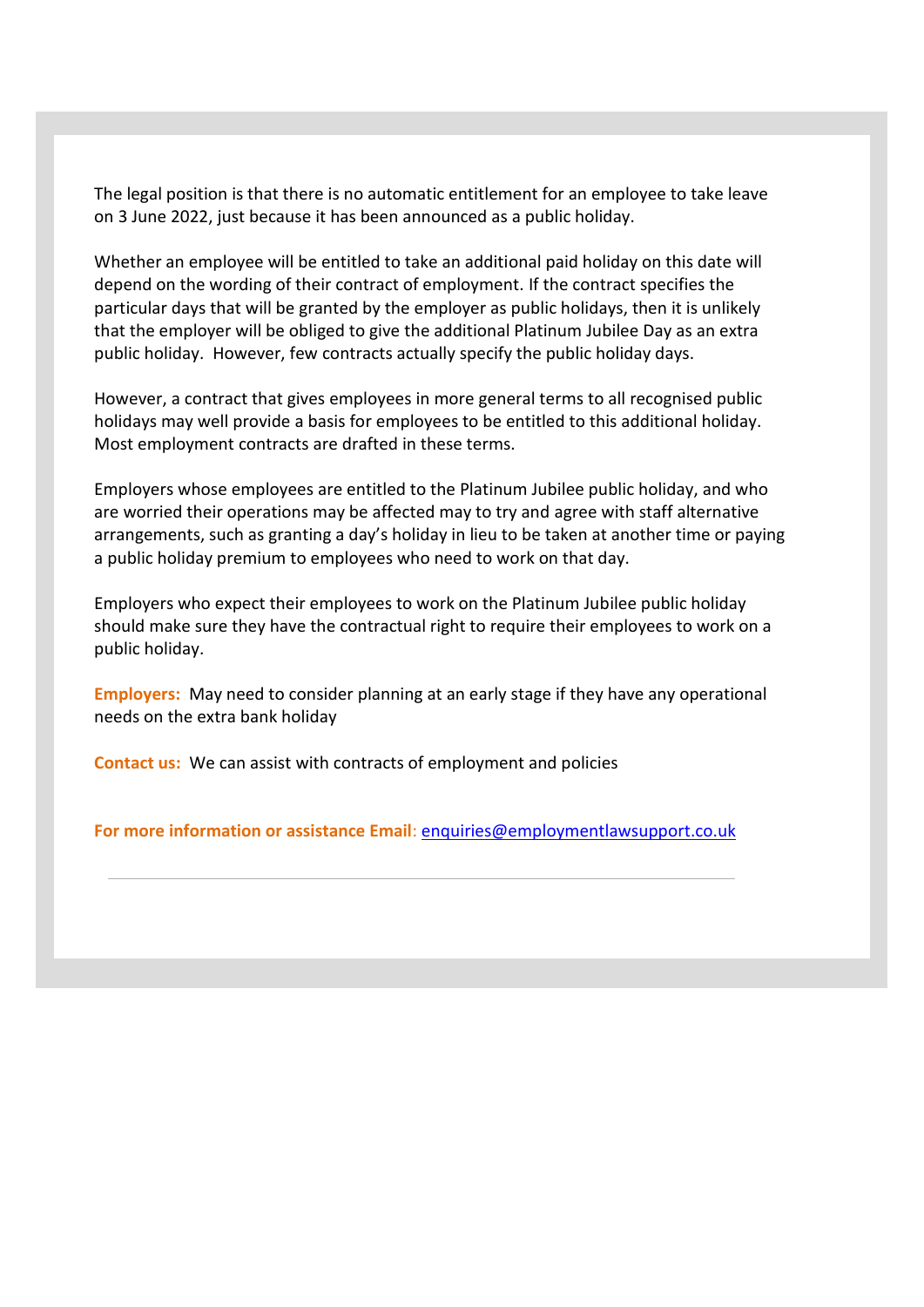The legal position is that there is no automatic entitlement for an employee to take leave on 3 June 2022, just because it has been announced as a public holiday.

Whether an employee will be entitled to take an additional paid holiday on this date will depend on the wording of their contract of employment. If the contract specifies the particular days that will be granted by the employer as public holidays, then it is unlikely that the employer will be obliged to give the additional Platinum Jubilee Day as an extra public holiday. However, few contracts actually specify the public holiday days.

However, a contract that gives employees in more general terms to all recognised public holidays may well provide a basis for employees to be entitled to this additional holiday. Most employment contracts are drafted in these terms.

Employers whose employees are entitled to the Platinum Jubilee public holiday, and who are worried their operations may be affected may to try and agree with staff alternative arrangements, such as granting a day's holiday in lieu to be taken at another time or paying a public holiday premium to employees who need to work on that day.

Employers who expect their employees to work on the Platinum Jubilee public holiday should make sure they have the contractual right to require their employees to work on a public holiday.

**Employers:** May need to consider planning at an early stage if they have any operational needs on the extra bank holiday

**Contact us:** We can assist with contracts of employment and policies

**For more information or assistance Email**: enquiries@employmentlawsupport.co.uk

---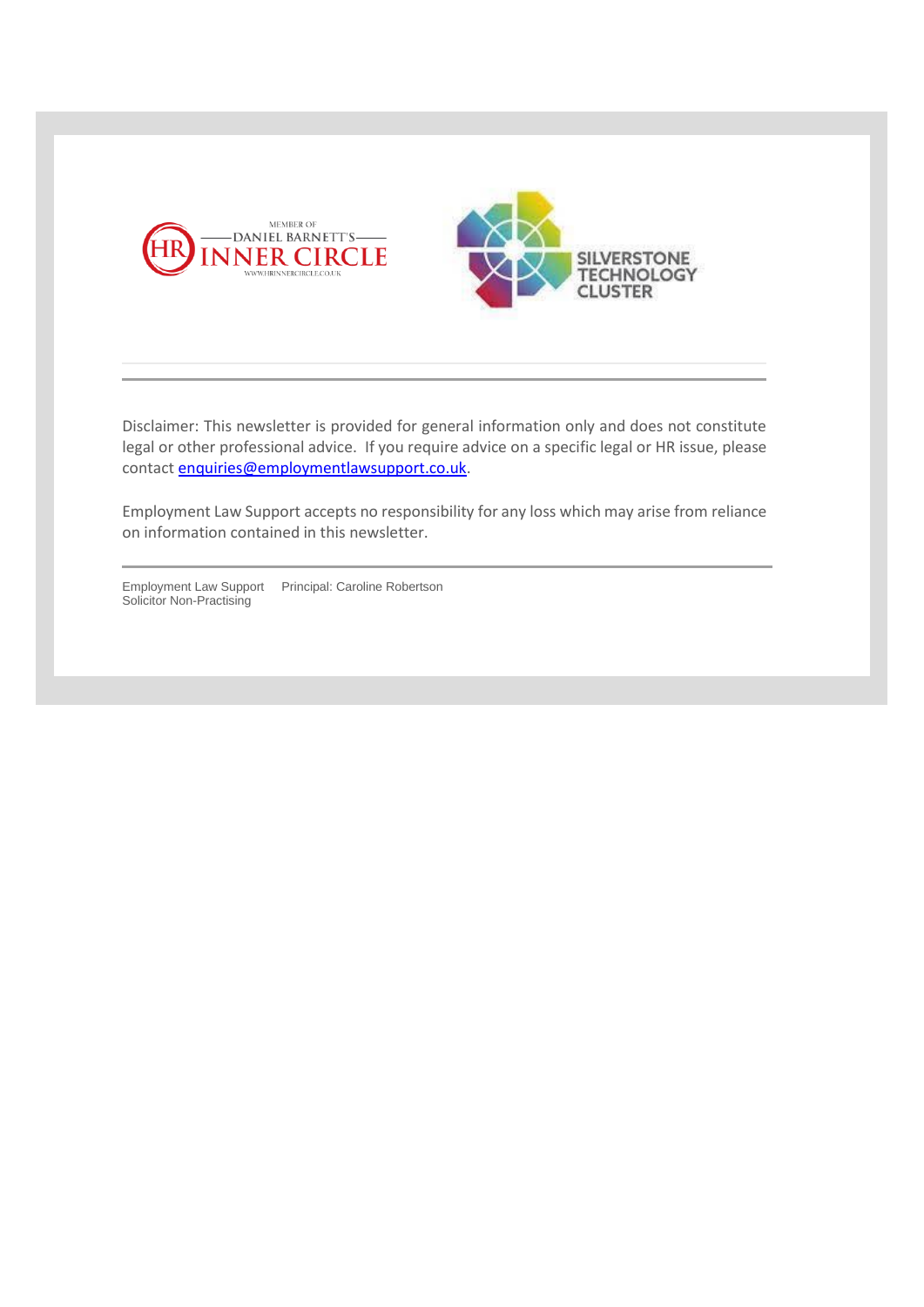Disclaimer: This newsletter is provided for general information only and does not constitute legal or other professional advice. If you require advice on a specific legal or HR issue, please contact enquiries@employmentlawsupport.co.uk.

Employment Law Support accepts no responsibility for any loss which may arise from reliance on information contained in this newsletter.

Employment Law Support Principal: Caroline Robertson
Solicitor Non-Practising